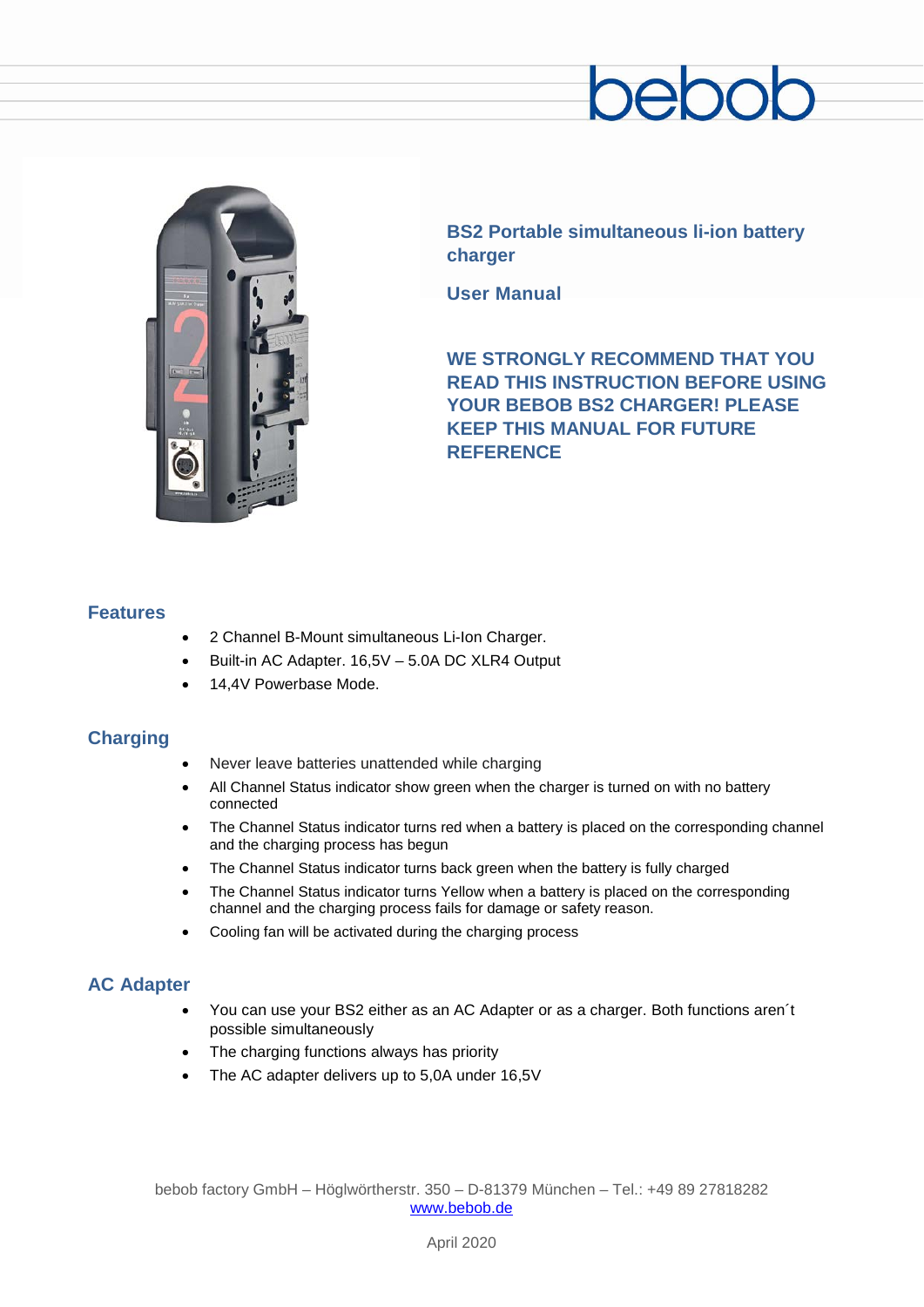bebob

## BS2 Portable simultaneous li-ion battery charger

## User Manual

**WE STRONGLY RECOMMEND THAT YOU READ THIS INSTRUCTION BEFORE USING YOUR BEBOB BS2 CHARGER! PLEASE KEEP THIS MANUAL FOR FUTURE REFERENCE**

### Features

- 2 Channel B-Mount simultaneous Li-Ion Charger.
- Built-in AC Adapter. 16,5V – 5.0A DC XLR4 Output
- 14,4V Powerbase Mode.

### Charging

- Never leave batteries unattended while charging
- All Channel Status indicator show green when the charger is turned on with no battery connected
- The Channel Status indicator turns red when a battery is placed on the corresponding channel and the charging process has begun
- The Channel Status indicator turns back green when the battery is fully charged
- The Channel Status indicator turns Yellow when a battery is placed on the corresponding channel and the charging process fails for damage or safety reason.
- Cooling fan will be activated during the charging process

### AC Adapter

- You can use your BS2 either as an AC Adapter or as a charger. Both functions aren´t possible simultaneously
- The charging functions always has priority
- The AC adapter delivers up to 5,0A under 16,5V

bebob factory GmbH – Höglwörtherstr. 350 – D-81379 München – Tel.: +49 89 27818282
www.bebob.de

April 2020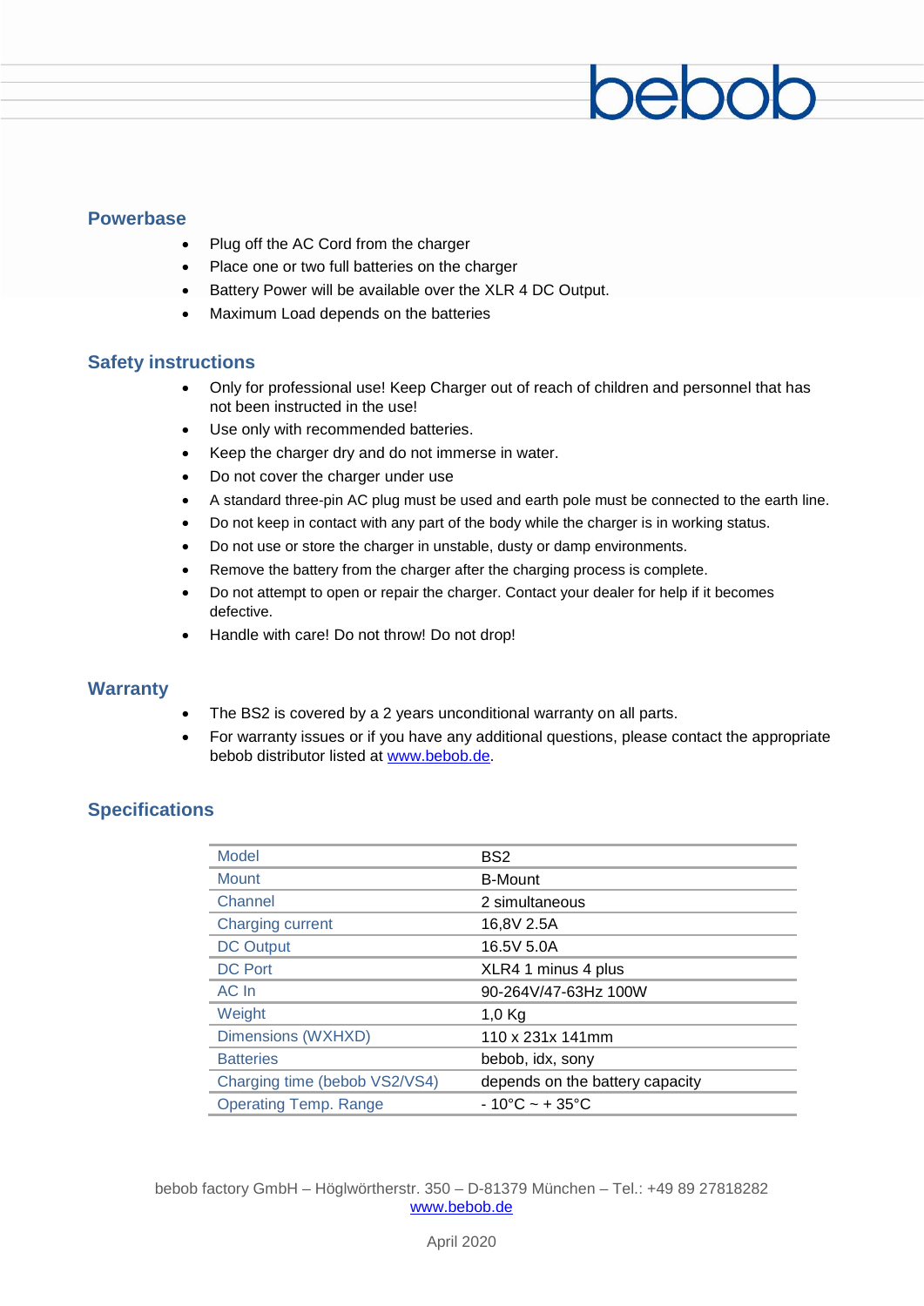## Powerbase

- Plug off the AC Cord from the charger
- Place one or two full batteries on the charger
- Battery Power will be available over the XLR 4 DC Output.
- Maximum Load depends on the batteries

## Safety instructions

- Only for professional use! Keep Charger out of reach of children and personnel that has not been instructed in the use!
- Use only with recommended batteries.
- Keep the charger dry and do not immerse in water.
- Do not cover the charger under use
- A standard three-pin AC plug must be used and earth pole must be connected to the earth line.
- Do not keep in contact with any part of the body while the charger is in working status.
- Do not use or store the charger in unstable, dusty or damp environments.
- Remove the battery from the charger after the charging process is complete.
- Do not attempt to open or repair the charger. Contact your dealer for help if it becomes defective.
- Handle with care! Do not throw! Do not drop!

## Warranty

- The BS2 is covered by a 2 years unconditional warranty on all parts.
- For warranty issues or if you have any additional questions, please contact the appropriate bebob distributor listed at www.bebob.de.

## Specifications

| | |
|---|---|
| Model | BS2 |
| Mount | B-Mount |
| Channel | 2 simultaneous |
| Charging current | 16,8V 2.5A |
| DC Output | 16.5V 5.0A |
| DC Port | XLR4 1 minus 4 plus |
| AC In | 90-264V/47-63Hz 100W |
| Weight | 1,0 Kg |
| Dimensions (WXHXD) | 110 x 231x 141mm |
| Batteries | bebob, idx, sony |
| Charging time (bebob VS2/VS4) | depends on the battery capacity |
| Operating Temp. Range | - 10°C ~ + 35°C |

bebob factory GmbH – Höglwörtherstr. 350 – D-81379 München – Tel.: +49 89 27818282
www.bebob.de

April 2020